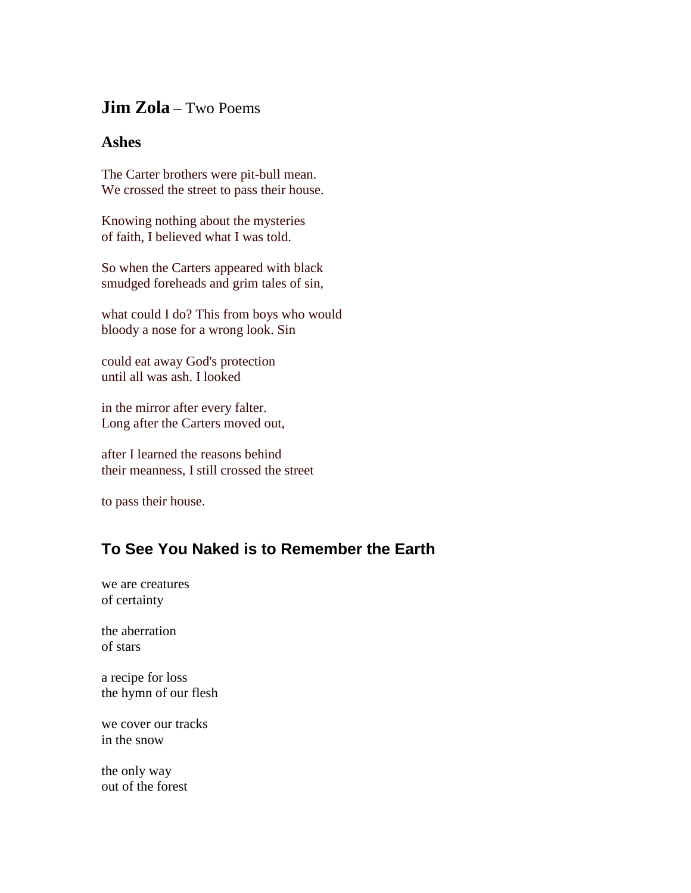# **Jim Zola** – Two Poems

## Ashes

The Carter brothers were pit-bull mean.
We crossed the street to pass their house.

Knowing nothing about the mysteries
of faith, I believed what I was told.

So when the Carters appeared with black
smudged foreheads and grim tales of sin,

what could I do? This from boys who would
bloody a nose for a wrong look. Sin

could eat away God's protection
until all was ash. I looked

in the mirror after every falter.
Long after the Carters moved out,

after I learned the reasons behind
their meanness, I still crossed the street

to pass their house.

## To See You Naked is to Remember the Earth

we are creatures
of certainty

the aberration
of stars

a recipe for loss
the hymn of our flesh

we cover our tracks
in the snow

the only way
out of the forest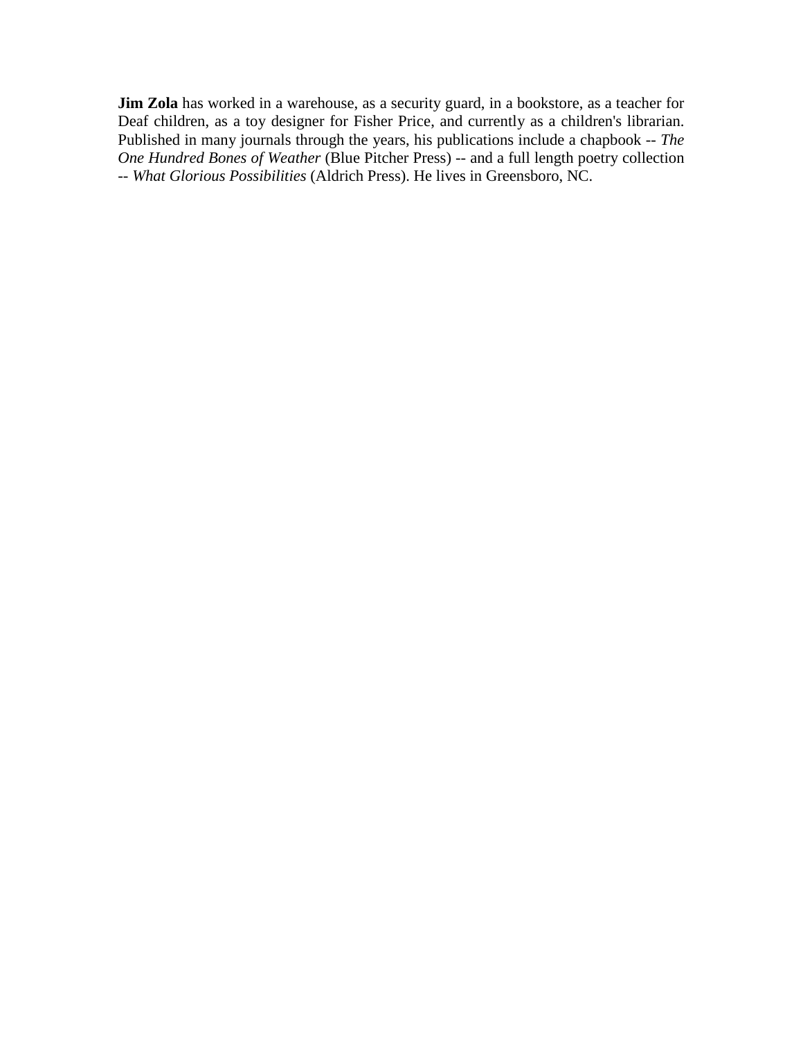**Jim Zola** has worked in a warehouse, as a security guard, in a bookstore, as a teacher for Deaf children, as a toy designer for Fisher Price, and currently as a children's librarian. Published in many journals through the years, his publications include a chapbook -- *The One Hundred Bones of Weather* (Blue Pitcher Press) -- and a full length poetry collection -- *What Glorious Possibilities* (Aldrich Press). He lives in Greensboro, NC.